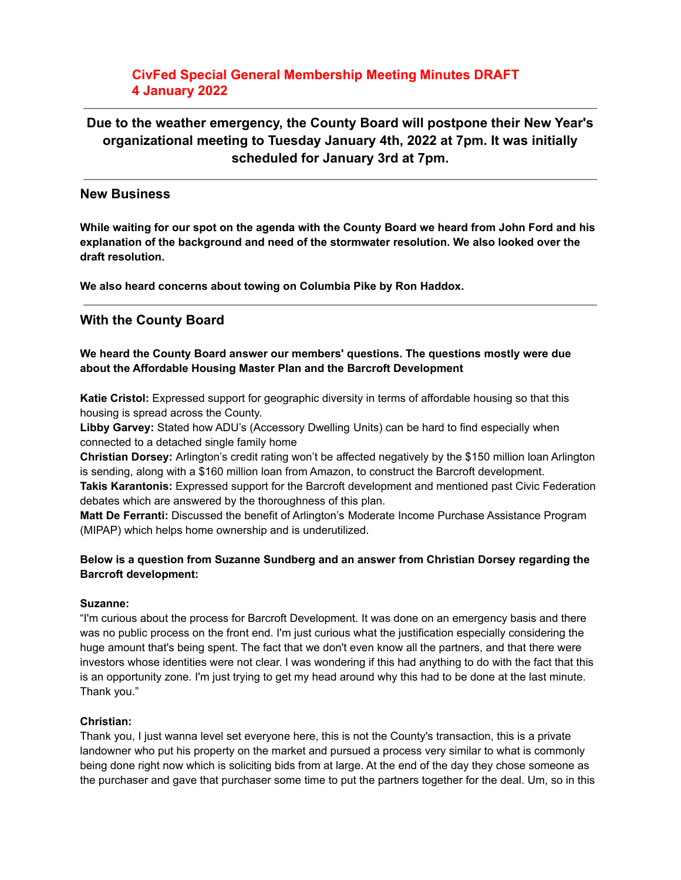# CivFed Special General Membership Meeting Minutes DRAFT
# 4 January 2022

---

**Due to the weather emergency, the County Board will postpone their New Year's organizational meeting to Tuesday January 4th, 2022 at 7pm. It was initially scheduled for January 3rd at 7pm.**

---

## New Business

**While waiting for our spot on the agenda with the County Board we heard from John Ford and his explanation of the background and need of the stormwater resolution. We also looked over the draft resolution.**

**We also heard concerns about towing on Columbia Pike by Ron Haddox.**

---

## With the County Board

**We heard the County Board answer our members' questions. The questions mostly were due about the Affordable Housing Master Plan and the Barcroft Development**

**Katie Cristol:** Expressed support for geographic diversity in terms of affordable housing so that this housing is spread across the County.
**Libby Garvey:** Stated how ADU's (Accessory Dwelling Units) can be hard to find especially when connected to a detached single family home
**Christian Dorsey:** Arlington's credit rating won't be affected negatively by the $150 million loan Arlington is sending, along with a $160 million loan from Amazon, to construct the Barcroft development.
**Takis Karantonis:** Expressed support for the Barcroft development and mentioned past Civic Federation debates which are answered by the thoroughness of this plan.
**Matt De Ferranti:** Discussed the benefit of Arlington's Moderate Income Purchase Assistance Program (MIPAP) which helps home ownership and is underutilized.

**Below is a question from Suzanne Sundberg and an answer from Christian Dorsey regarding the Barcroft development:**

**Suzanne:**
"I'm curious about the process for Barcroft Development. It was done on an emergency basis and there was no public process on the front end. I'm just curious what the justification especially considering the huge amount that's being spent. The fact that we don't even know all the partners, and that there were investors whose identities were not clear. I was wondering if this had anything to do with the fact that this is an opportunity zone. I'm just trying to get my head around why this had to be done at the last minute. Thank you."

**Christian:**
Thank you, I just wanna level set everyone here, this is not the County's transaction, this is a private landowner who put his property on the market and pursued a process very similar to what is commonly being done right now which is soliciting bids from at large. At the end of the day they chose someone as the purchaser and gave that purchaser some time to put the partners together for the deal. Um, so in this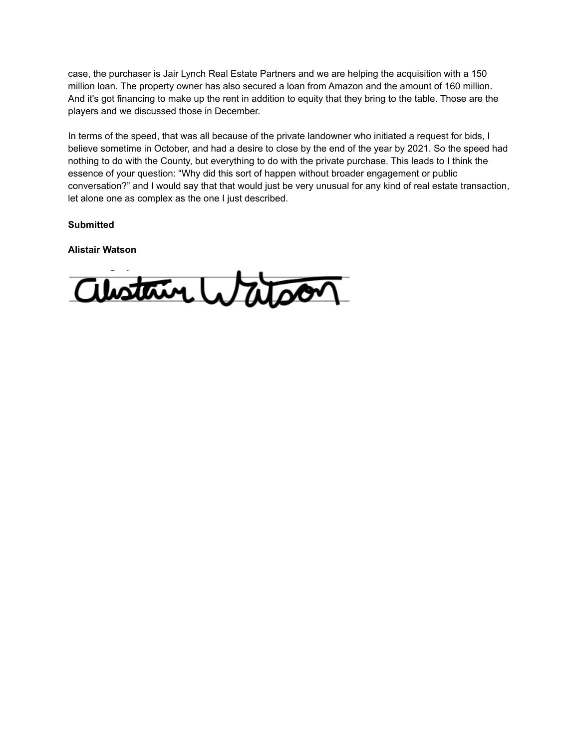case, the purchaser is Jair Lynch Real Estate Partners and we are helping the acquisition with a 150 million loan. The property owner has also secured a loan from Amazon and the amount of 160 million. And it's got financing to make up the rent in addition to equity that they bring to the table. Those are the players and we discussed those in December.

In terms of the speed, that was all because of the private landowner who initiated a request for bids, I believe sometime in October, and had a desire to close by the end of the year by 2021. So the speed had nothing to do with the County, but everything to do with the private purchase. This leads to I think the essence of your question: "Why did this sort of happen without broader engagement or public conversation?" and I would say that that would just be very unusual for any kind of real estate transaction, let alone one as complex as the one I just described.

**Submitted**

**Alistair Watson**

Alistair Watson